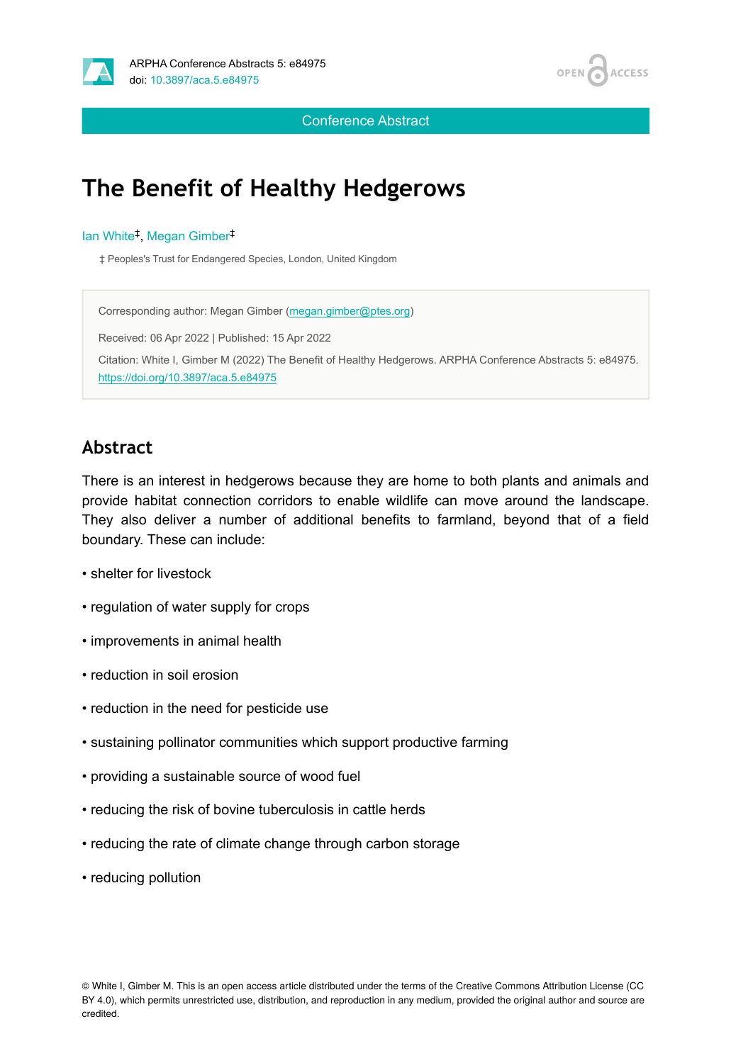Conference Abstract

# The Benefit of Healthy Hedgerows

Ian White[‡], Megan Gimber[‡]

‡ Peoples's Trust for Endangered Species, London, United Kingdom

Corresponding author: Megan Gimber (megan.gimber@ptes.org)

Received: 06 Apr 2022 | Published: 15 Apr 2022

Citation: White I, Gimber M (2022) The Benefit of Healthy Hedgerows. ARPHA Conference Abstracts 5: e84975. https://doi.org/10.3897/aca.5.e84975

## Abstract

There is an interest in hedgerows because they are home to both plants and animals and provide habitat connection corridors to enable wildlife can move around the landscape. They also deliver a number of additional benefits to farmland, beyond that of a field boundary. These can include:

- shelter for livestock
- regulation of water supply for crops
- improvements in animal health
- reduction in soil erosion
- reduction in the need for pesticide use
- sustaining pollinator communities which support productive farming
- providing a sustainable source of wood fuel
- reducing the risk of bovine tuberculosis in cattle herds
- reducing the rate of climate change through carbon storage
- reducing pollution

© White I, Gimber M. This is an open access article distributed under the terms of the Creative Commons Attribution License (CC BY 4.0), which permits unrestricted use, distribution, and reproduction in any medium, provided the original author and source are credited.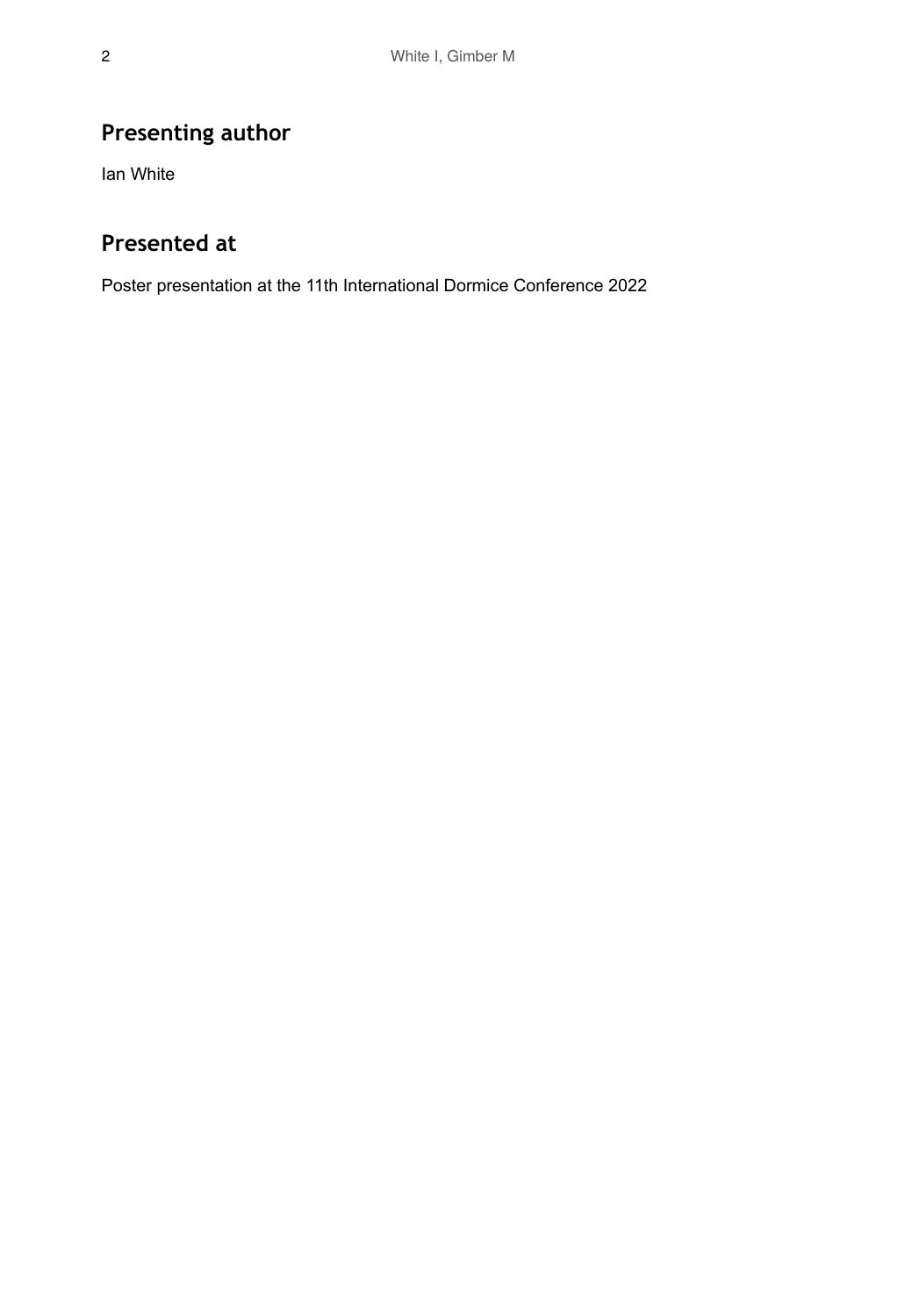## Presenting author

Ian White

## Presented at

Poster presentation at the 11th International Dormice Conference 2022